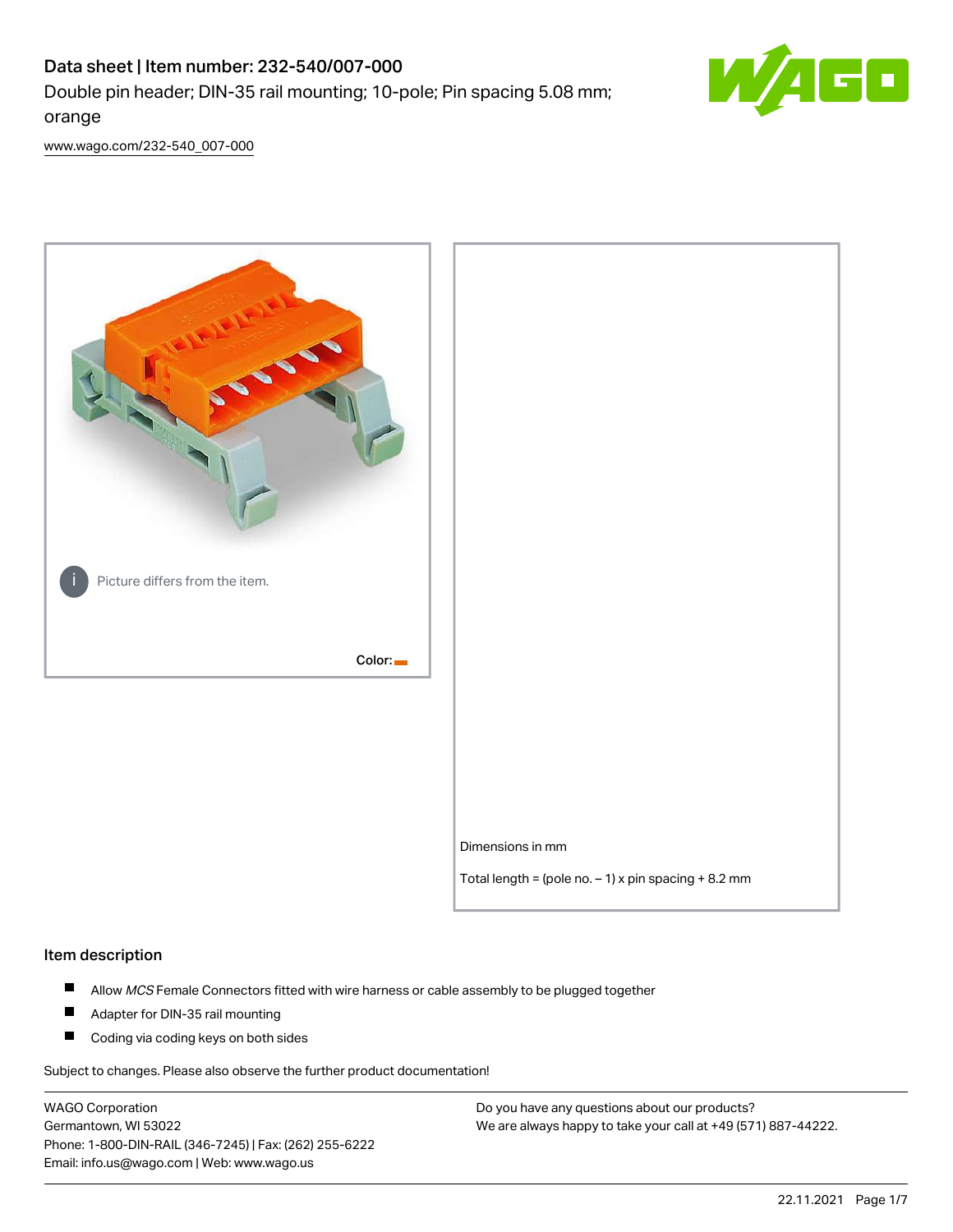# Data sheet | Item number: 232-540/007-000

Double pin header; DIN-35 rail mounting; 10-pole; Pin spacing 5.08 mm; orange

www.wago.com/232-540_007-000

Picture differs from the item.

Color:

Dimensions in mm

Total length = (pole no. – 1) x pin spacing + 8.2 mm

## Item description

- Allow *MCS* Female Connectors fitted with wire harness or cable assembly to be plugged together
- Adapter for DIN-35 rail mounting
- Coding via coding keys on both sides

Subject to changes. Please also observe the further product documentation!

WAGO Corporation
Germantown, WI 53022
Phone: 1-800-DIN-RAIL (346-7245) | Fax: (262) 255-6222
Email: info.us@wago.com | Web: www.wago.us

Do you have any questions about our products?
We are always happy to take your call at +49 (571) 887-44222.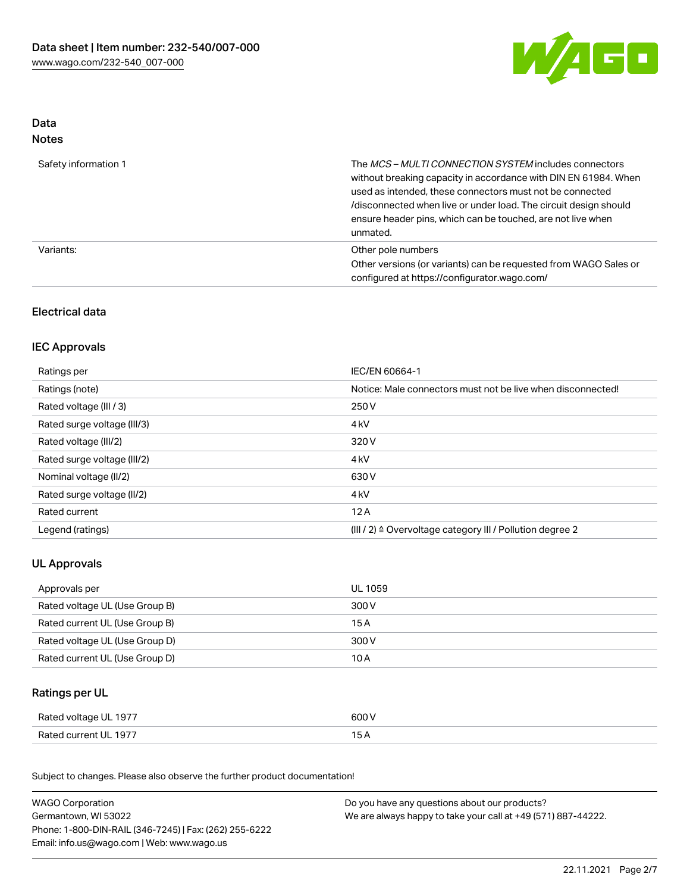## Data
### Notes

| | |
|---|---|
| Safety information 1 | The *MCS – MULTI CONNECTION SYSTEM* includes connectors without breaking capacity in accordance with DIN EN 61984. When used as intended, these connectors must not be connected /disconnected when live or under load. The circuit design should ensure header pins, which can be touched, are not live when unmated. |
| Variants: | Other pole numbers<br>Other versions (or variants) can be requested from WAGO Sales or configured at https://configurator.wago.com/ |

## Electrical data

### IEC Approvals

| | |
|---|---|
| Ratings per | IEC/EN 60664-1 |
| Ratings (note) | Notice: Male connectors must not be live when disconnected! |
| Rated voltage (III / 3) | 250 V |
| Rated surge voltage (III/3) | 4 kV |
| Rated voltage (III/2) | 320 V |
| Rated surge voltage (III/2) | 4 kV |
| Nominal voltage (II/2) | 630 V |
| Rated surge voltage (II/2) | 4 kV |
| Rated current | 12 A |
| Legend (ratings) | (III / 2) ≙ Overvoltage category III / Pollution degree 2 |

### UL Approvals

| | |
|---|---|
| Approvals per | UL 1059 |
| Rated voltage UL (Use Group B) | 300 V |
| Rated current UL (Use Group B) | 15 A |
| Rated voltage UL (Use Group D) | 300 V |
| Rated current UL (Use Group D) | 10 A |

### Ratings per UL

| | |
|---|---|
| Rated voltage UL 1977 | 600 V |
| Rated current UL 1977 | 15 A |

Subject to changes. Please also observe the further product documentation!

WAGO Corporation
Germantown, WI 53022
Phone: 1-800-DIN-RAIL (346-7245) | Fax: (262) 255-6222
Email: info.us@wago.com | Web: www.wago.us

Do you have any questions about our products?
We are always happy to take your call at +49 (571) 887-44222.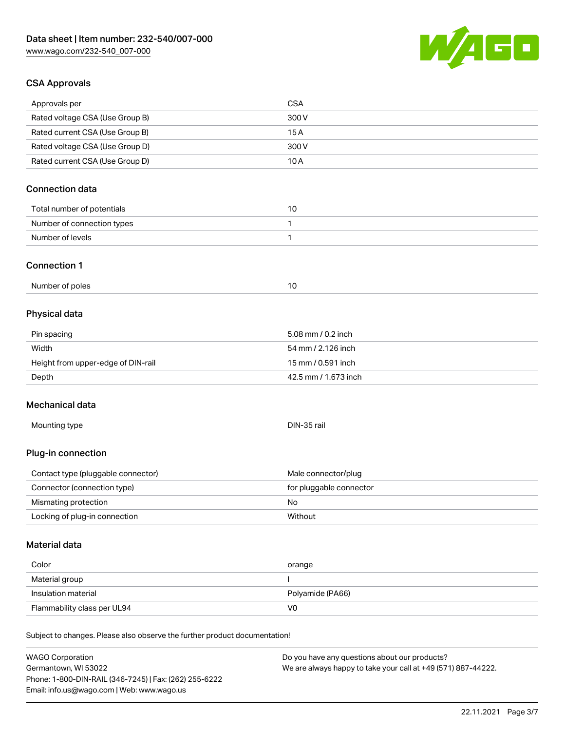## CSA Approvals

| Approvals per | CSA |
|---|---|
| Rated voltage CSA (Use Group B) | 300 V |
| Rated current CSA (Use Group B) | 15 A |
| Rated voltage CSA (Use Group D) | 300 V |
| Rated current CSA (Use Group D) | 10 A |

## Connection data

| Total number of potentials | 10 |
|---|---|
| Number of connection types | 1 |
| Number of levels | 1 |

## Connection 1

| Number of poles | 10 |
|---|---|

## Physical data

| Pin spacing | 5.08 mm / 0.2 inch |
|---|---|
| Width | 54 mm / 2.126 inch |
| Height from upper-edge of DIN-rail | 15 mm / 0.591 inch |
| Depth | 42.5 mm / 1.673 inch |

## Mechanical data

| Mounting type | DIN-35 rail |
|---|---|

## Plug-in connection

| Contact type (pluggable connector) | Male connector/plug |
|---|---|
| Connector (connection type) | for pluggable connector |
| Mismating protection | No |
| Locking of plug-in connection | Without |

## Material data

| Color | orange |
|---|---|
| Material group | I |
| Insulation material | Polyamide (PA66) |
| Flammability class per UL94 | V0 |

Subject to changes. Please also observe the further product documentation!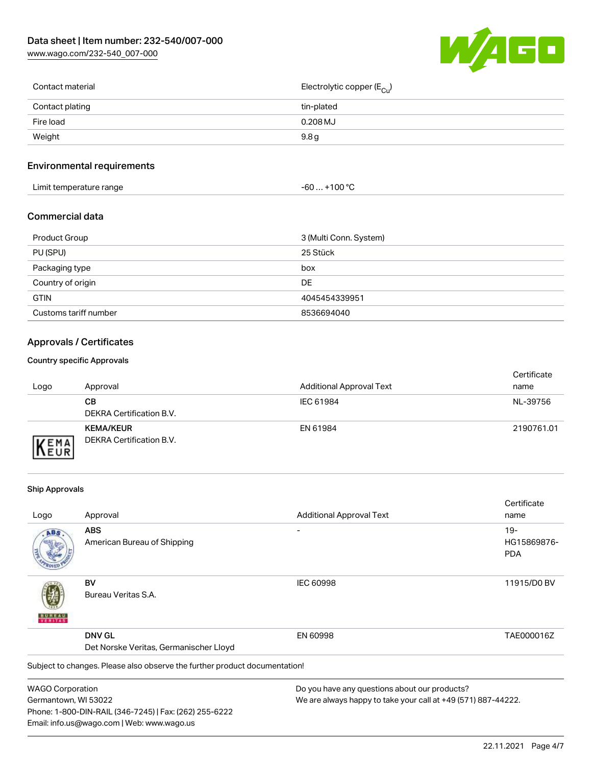| Contact material | Electrolytic copper ($E_{Cu}$) |
| --- | --- |
| Contact plating | tin-plated |
| Fire load | 0.208 MJ |
| Weight | 9.8 g |

## Environmental requirements

| Limit temperature range | -60 … +100 °C |
| --- | --- |

## Commercial data

| Product Group | 3 (Multi Conn. System) |
| --- | --- |
| PU (SPU) | 25 Stück |
| Packaging type | box |
| Country of origin | DE |
| GTIN | 4045454339951 |
| Customs tariff number | 8536694040 |

## Approvals / Certificates

### Country specific Approvals

| Logo | Approval | Additional Approval Text | Certificate name |
| --- | --- | --- | --- |
| | **CB** DEKRA Certification B.V. | IEC 61984 | NL-39756 |
| | **KEMA/KEUR** DEKRA Certification B.V. | EN 61984 | 2190761.01 |

### Ship Approvals

| Logo | Approval | Additional Approval Text | Certificate name |
| --- | --- | --- | --- |
| | **ABS** American Bureau of Shipping | - | 19-HG15869876-PDA |
| | **BV** Bureau Veritas S.A. | IEC 60998 | 11915/D0 BV |
| | **DNV GL** Det Norske Veritas, Germanischer Lloyd | EN 60998 | TAE000016Z |

Subject to changes. Please also observe the further product documentation!

WAGO Corporation
Germantown, WI 53022
Phone: 1-800-DIN-RAIL (346-7245) | Fax: (262) 255-6222
Email: info.us@wago.com | Web: www.wago.us

Do you have any questions about our products?
We are always happy to take your call at +49 (571) 887-44222.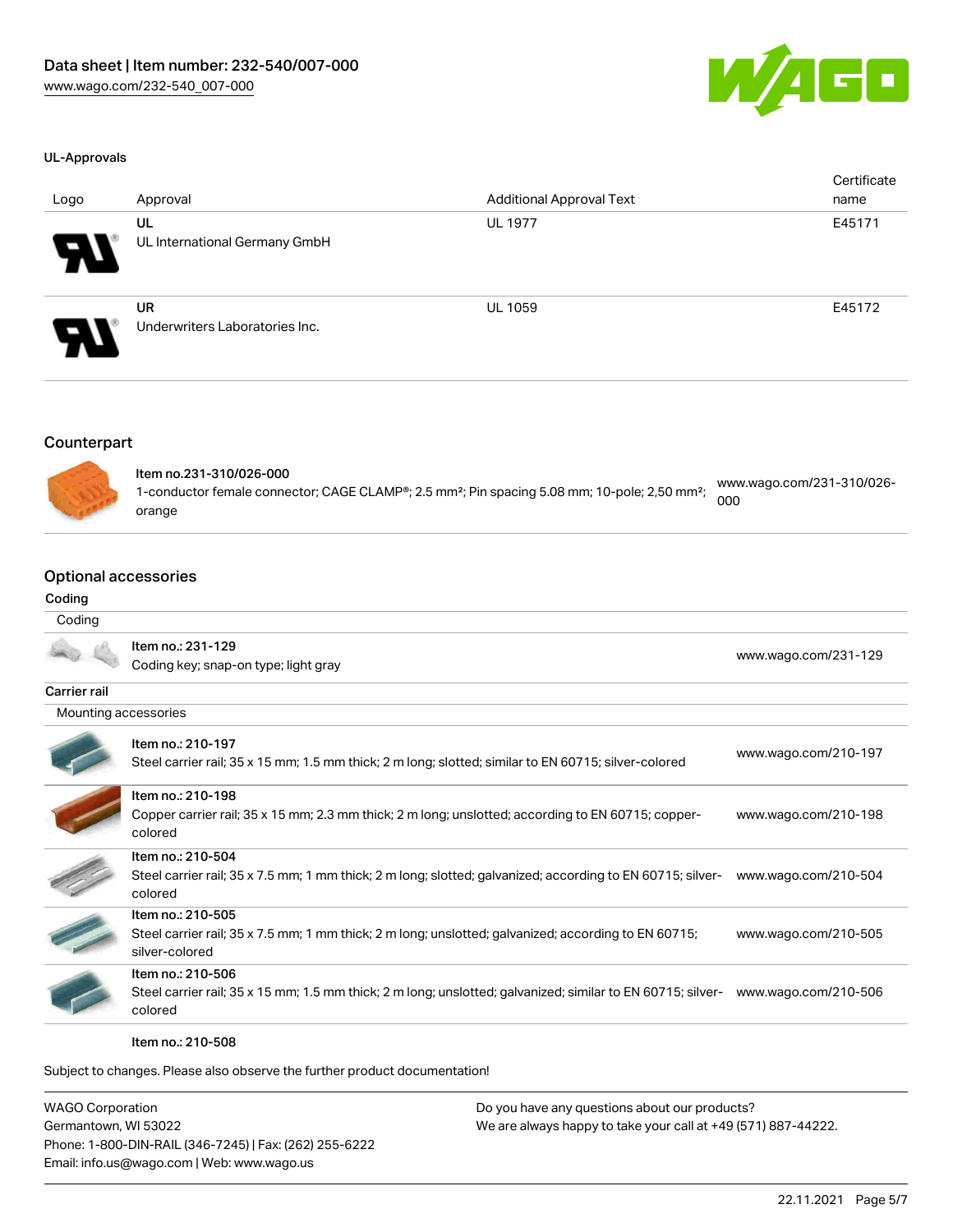#### UL-Approvals

| Logo | Approval | Additional Approval Text | Certificate name |
| --- | --- | --- | --- |
| | UL<br>UL International Germany GmbH | UL 1977 | E45171 |
| | UR<br>Underwriters Laboratories Inc. | UL 1059 | E45172 |

## Counterpart

| | |
| --- | --- |
| Item no.231-310/026-000<br>1-conductor female connector; CAGE CLAMP®; 2.5 mm²; Pin spacing 5.08 mm; 10-pole; 2,50 mm²; orange | www.wago.com/231-310/026-000 |

## Optional accessories

### Coding

| Coding | |
| --- | --- |
| Item no.: 231-129<br>Coding key; snap-on type; light gray | www.wago.com/231-129 |

### Carrier rail

| Mounting accessories | |
| --- | --- |
| Item no.: 210-197<br>Steel carrier rail; 35 x 15 mm; 1.5 mm thick; 2 m long; slotted; similar to EN 60715; silver-colored | www.wago.com/210-197 |
| Item no.: 210-198<br>Copper carrier rail; 35 x 15 mm; 2.3 mm thick; 2 m long; unslotted; according to EN 60715; copper-colored | www.wago.com/210-198 |
| Item no.: 210-504<br>Steel carrier rail; 35 x 7.5 mm; 1 mm thick; 2 m long; slotted; galvanized; according to EN 60715; silver-colored | www.wago.com/210-504 |
| Item no.: 210-505<br>Steel carrier rail; 35 x 7.5 mm; 1 mm thick; 2 m long; unslotted; galvanized; according to EN 60715; silver-colored | www.wago.com/210-505 |
| Item no.: 210-506<br>Steel carrier rail; 35 x 15 mm; 1.5 mm thick; 2 m long; unslotted; galvanized; similar to EN 60715; silver-colored | www.wago.com/210-506 |
| Item no.: 210-508 | |

Subject to changes. Please also observe the further product documentation!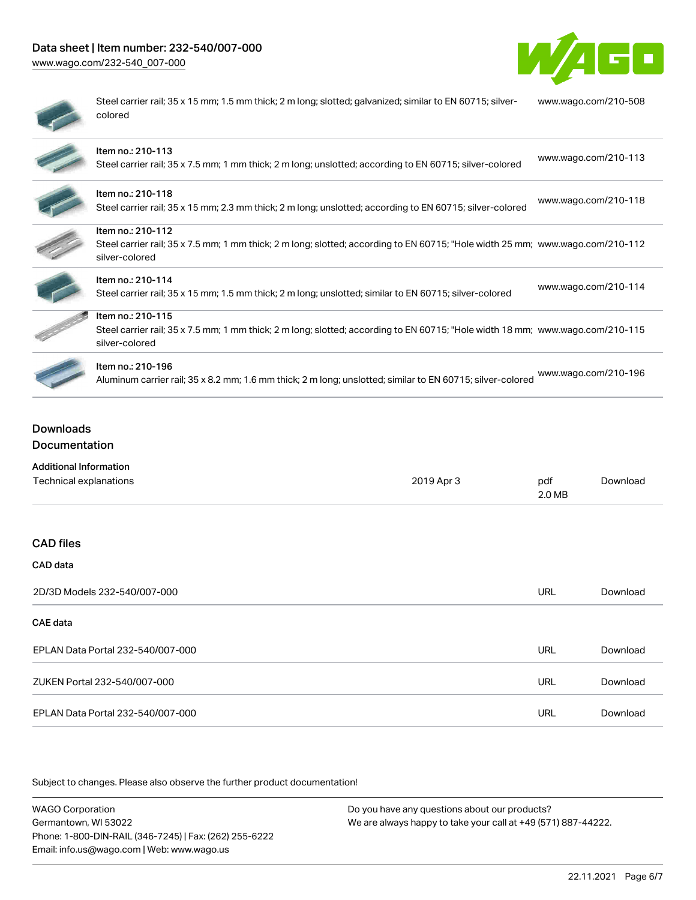| | |
|---|---|
| Steel carrier rail; 35 x 15 mm; 1.5 mm thick; 2 m long; slotted; galvanized; similar to EN 60715; silver-colored | www.wago.com/210-508 |
| Item no.: 210-113<br>Steel carrier rail; 35 x 7.5 mm; 1 mm thick; 2 m long; unslotted; according to EN 60715; silver-colored | www.wago.com/210-113 |
| Item no.: 210-118<br>Steel carrier rail; 35 x 15 mm; 2.3 mm thick; 2 m long; unslotted; according to EN 60715; silver-colored | www.wago.com/210-118 |
| Item no.: 210-112<br>Steel carrier rail; 35 x 7.5 mm; 1 mm thick; 2 m long; slotted; according to EN 60715; "Hole width 25 mm; silver-colored | www.wago.com/210-112 |
| Item no.: 210-114<br>Steel carrier rail; 35 x 15 mm; 1.5 mm thick; 2 m long; unslotted; similar to EN 60715; silver-colored | www.wago.com/210-114 |
| Item no.: 210-115<br>Steel carrier rail; 35 x 7.5 mm; 1 mm thick; 2 m long; slotted; according to EN 60715; "Hole width 18 mm; silver-colored | www.wago.com/210-115 |
| Item no.: 210-196<br>Aluminum carrier rail; 35 x 8.2 mm; 1.6 mm thick; 2 m long; unslotted; similar to EN 60715; silver-colored | www.wago.com/210-196 |

## Downloads

### Documentation

**Additional Information**

| | | | |
|---|---|---|---|
| Technical explanations | 2019 Apr 3 | pdf<br>2.0 MB | Download |

### CAD files

**CAD data**

| | | |
|---|---|---|
| 2D/3D Models 232-540/007-000 | URL | Download |

**CAE data**

| | | |
|---|---|---|
| EPLAN Data Portal 232-540/007-000 | URL | Download |
| ZUKEN Portal 232-540/007-000 | URL | Download |
| EPLAN Data Portal 232-540/007-000 | URL | Download |

Subject to changes. Please also observe the further product documentation!

WAGO Corporation
Germantown, WI 53022
Phone: 1-800-DIN-RAIL (346-7245) | Fax: (262) 255-6222
Email: info.us@wago.com | Web: www.wago.us

Do you have any questions about our products?
We are always happy to take your call at +49 (571) 887-44222.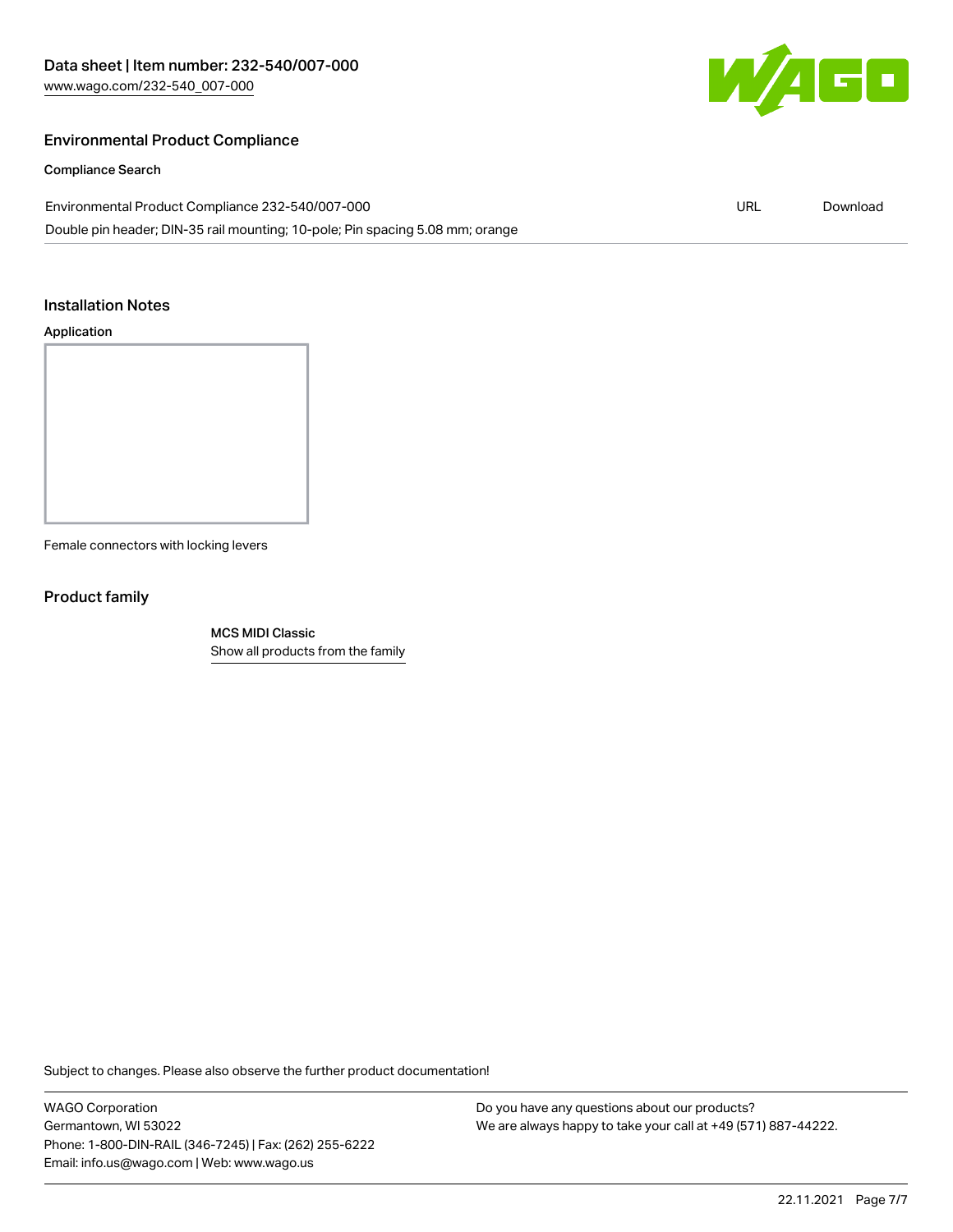## Environmental Product Compliance

### Compliance Search

| | | |
|---|---|---|
| Environmental Product Compliance 232-540/007-000<br>Double pin header; DIN-35 rail mounting; 10-pole; Pin spacing 5.08 mm; orange | URL | Download |

## Installation Notes

### Application

Female connectors with locking levers

## Product family

MCS MIDI Classic
Show all products from the family

Subject to changes. Please also observe the further product documentation!

WAGO Corporation
Germantown, WI 53022
Phone: 1-800-DIN-RAIL (346-7245) | Fax: (262) 255-6222
Email: info.us@wago.com | Web: www.wago.us

Do you have any questions about our products?
We are always happy to take your call at +49 (571) 887-44222.